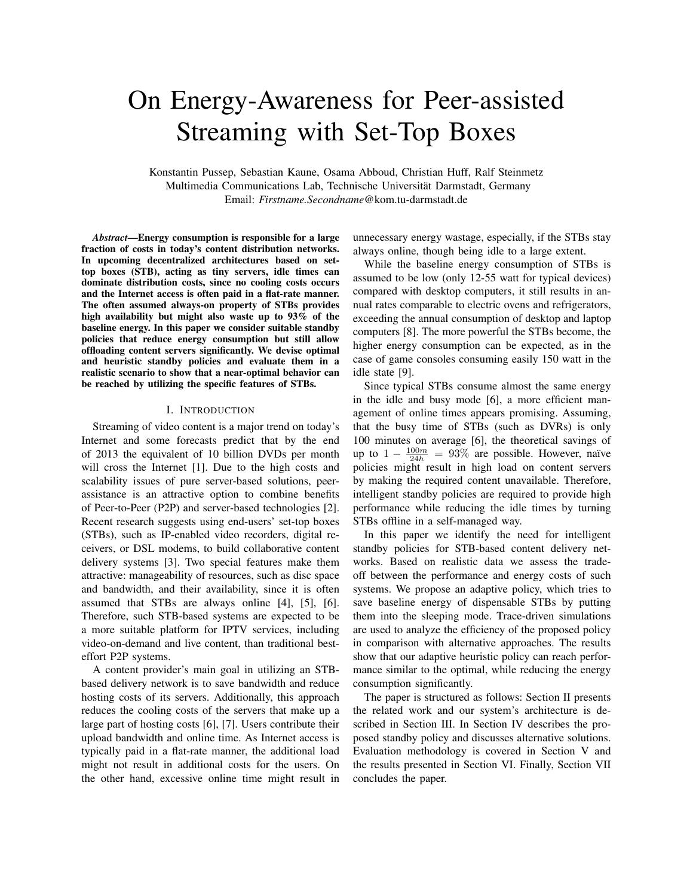# On Energy-Awareness for Peer-assisted Streaming with Set-Top Boxes

Konstantin Pussep, Sebastian Kaune, Osama Abboud, Christian Huff, Ralf Steinmetz
Multimedia Communications Lab, Technische Universität Darmstadt, Germany
Email: *Firstname.Secondname*@kom.tu-darmstadt.de

***Abstract*—Energy consumption is responsible for a large fraction of costs in today's content distribution networks. In upcoming decentralized architectures based on set-top boxes (STB), acting as tiny servers, idle times can dominate distribution costs, since no cooling costs occurs and the Internet access is often paid in a flat-rate manner. The often assumed always-on property of STBs provides high availability but might also waste up to 93% of the baseline energy. In this paper we consider suitable standby policies that reduce energy consumption but still allow offloading content servers significantly. We devise optimal and heuristic standby policies and evaluate them in a realistic scenario to show that a near-optimal behavior can be reached by utilizing the specific features of STBs.**

## I. Introduction

Streaming of video content is a major trend on today's Internet and some forecasts predict that by the end of 2013 the equivalent of 10 billion DVDs per month will cross the Internet [1]. Due to the high costs and scalability issues of pure server-based solutions, peer-assistance is an attractive option to combine benefits of Peer-to-Peer (P2P) and server-based technologies [2]. Recent research suggests using end-users' set-top boxes (STBs), such as IP-enabled video recorders, digital receivers, or DSL modems, to build collaborative content delivery systems [3]. Two special features make them attractive: manageability of resources, such as disc space and bandwidth, and their availability, since it is often assumed that STBs are always online [4], [5], [6]. Therefore, such STB-based systems are expected to be a more suitable platform for IPTV services, including video-on-demand and live content, than traditional best-effort P2P systems.

A content provider's main goal in utilizing an STB-based delivery network is to save bandwidth and reduce hosting costs of its servers. Additionally, this approach reduces the cooling costs of the servers that make up a large part of hosting costs [6], [7]. Users contribute their upload bandwidth and online time. As Internet access is typically paid in a flat-rate manner, the additional load might not result in additional costs for the users. On the other hand, excessive online time might result in unnecessary energy wastage, especially, if the STBs stay always online, though being idle to a large extent.

While the baseline energy consumption of STBs is assumed to be low (only 12-55 watt for typical devices) compared with desktop computers, it still results in annual rates comparable to electric ovens and refrigerators, exceeding the annual consumption of desktop and laptop computers [8]. The more powerful the STBs become, the higher energy consumption can be expected, as in the case of game consoles consuming easily 150 watt in the idle state [9].

Since typical STBs consume almost the same energy in the idle and busy mode [6], a more efficient management of online times appears promising. Assuming, that the busy time of STBs (such as DVRs) is only 100 minutes on average [6], the theoretical savings of up to $1 - \frac{100m}{24h} = 93\%$ are possible. However, naïve policies might result in high load on content servers by making the required content unavailable. Therefore, intelligent standby policies are required to provide high performance while reducing the idle times by turning STBs offline in a self-managed way.

In this paper we identify the need for intelligent standby policies for STB-based content delivery networks. Based on realistic data we assess the trade-off between the performance and energy costs of such systems. We propose an adaptive policy, which tries to save baseline energy of dispensable STBs by putting them into the sleeping mode. Trace-driven simulations are used to analyze the efficiency of the proposed policy in comparison with alternative approaches. The results show that our adaptive heuristic policy can reach performance similar to the optimal, while reducing the energy consumption significantly.

The paper is structured as follows: Section II presents the related work and our system's architecture is described in Section III. In Section IV describes the proposed standby policy and discusses alternative solutions. Evaluation methodology is covered in Section V and the results presented in Section VI. Finally, Section VII concludes the paper.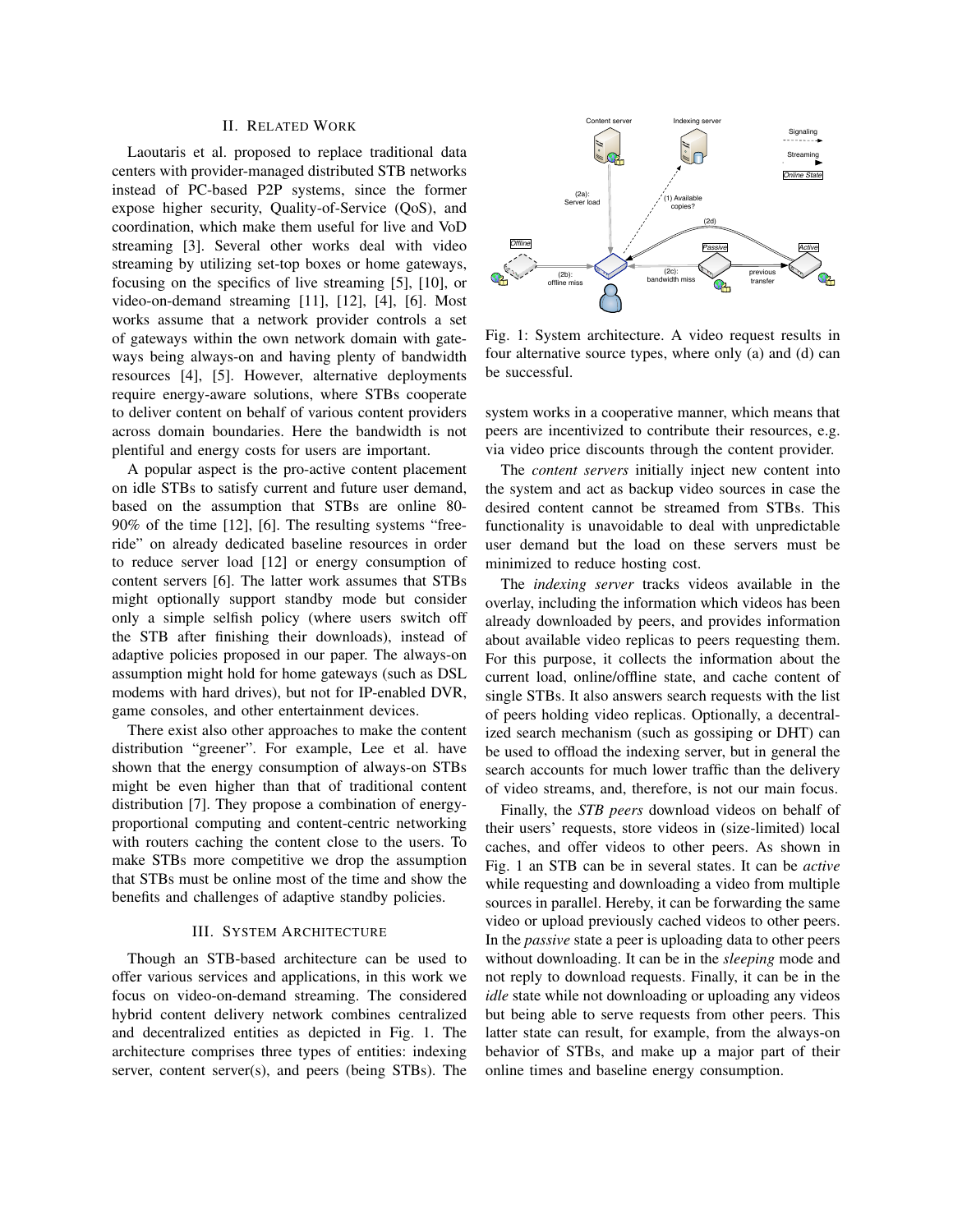## II. Related Work

Laoutaris et al. proposed to replace traditional data centers with provider-managed distributed STB networks instead of PC-based P2P systems, since the former expose higher security, Quality-of-Service (QoS), and coordination, which make them useful for live and VoD streaming [3]. Several other works deal with video streaming by utilizing set-top boxes or home gateways, focusing on the specifics of live streaming [5], [10], or video-on-demand streaming [11], [12], [4], [6]. Most works assume that a network provider controls a set of gateways within the own network domain with gateways being always-on and having plenty of bandwidth resources [4], [5]. However, alternative deployments require energy-aware solutions, where STBs cooperate to deliver content on behalf of various content providers across domain boundaries. Here the bandwidth is not plentiful and energy costs for users are important.

A popular aspect is the pro-active content placement on idle STBs to satisfy current and future user demand, based on the assumption that STBs are online 80-90% of the time [12], [6]. The resulting systems "free-ride" on already dedicated baseline resources in order to reduce server load [12] or energy consumption of content servers [6]. The latter work assumes that STBs might optionally support standby mode but consider only a simple selfish policy (where users switch off the STB after finishing their downloads), instead of adaptive policies proposed in our paper. The always-on assumption might hold for home gateways (such as DSL modems with hard drives), but not for IP-enabled DVR, game consoles, and other entertainment devices.

There exist also other approaches to make the content distribution "greener". For example, Lee et al. have shown that the energy consumption of always-on STBs might be even higher than that of traditional content distribution [7]. They propose a combination of energy-proportional computing and content-centric networking with routers caching the content close to the users. To make STBs more competitive we drop the assumption that STBs must be online most of the time and show the benefits and challenges of adaptive standby policies.

## III. System Architecture

Though an STB-based architecture can be used to offer various services and applications, in this work we focus on video-on-demand streaming. The considered hybrid content delivery network combines centralized and decentralized entities as depicted in Fig. 1. The architecture comprises three types of entities: indexing server, content server(s), and peers (being STBs). The system works in a cooperative manner, which means that peers are incentivized to contribute their resources, e.g. via video price discounts through the content provider.

Content server
Indexing server
Signaling
Streaming
Online State
(2a): Server load
(1) Available copies?
(2d)
Offline
Passive
Active
(2b): offline miss
(2c): bandwidth miss
previous transfer

Fig. 1: System architecture. A video request results in four alternative source types, where only (a) and (d) can be successful.

The *content servers* initially inject new content into the system and act as backup video sources in case the desired content cannot be streamed from STBs. This functionality is unavoidable to deal with unpredictable user demand but the load on these servers must be minimized to reduce hosting cost.

The *indexing server* tracks videos available in the overlay, including the information which videos has been already downloaded by peers, and provides information about available video replicas to peers requesting them. For this purpose, it collects the information about the current load, online/offline state, and cache content of single STBs. It also answers search requests with the list of peers holding video replicas. Optionally, a decentralized search mechanism (such as gossiping or DHT) can be used to offload the indexing server, but in general the search accounts for much lower traffic than the delivery of video streams, and, therefore, is not our main focus.

Finally, the *STB peers* download videos on behalf of their users' requests, store videos in (size-limited) local caches, and offer videos to other peers. As shown in Fig. 1 an STB can be in several states. It can be *active* while requesting and downloading a video from multiple sources in parallel. Hereby, it can be forwarding the same video or upload previously cached videos to other peers. In the *passive* state a peer is uploading data to other peers without downloading. It can be in the *sleeping* mode and not reply to download requests. Finally, it can be in the *idle* state while not downloading or uploading any videos but being able to serve requests from other peers. This latter state can result, for example, from the always-on behavior of STBs, and make up a major part of their online times and baseline energy consumption.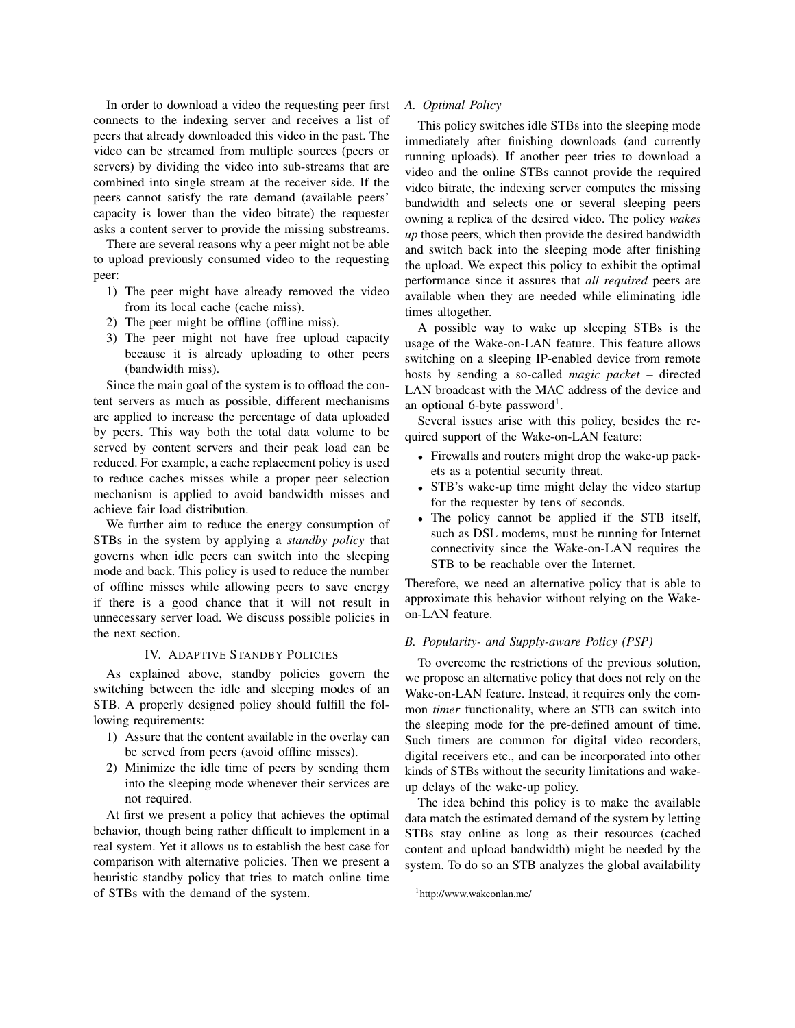In order to download a video the requesting peer first connects to the indexing server and receives a list of peers that already downloaded this video in the past. The video can be streamed from multiple sources (peers or servers) by dividing the video into sub-streams that are combined into single stream at the receiver side. If the peers cannot satisfy the rate demand (available peers' capacity is lower than the video bitrate) the requester asks a content server to provide the missing substreams.

There are several reasons why a peer might not be able to upload previously consumed video to the requesting peer:

1) The peer might have already removed the video from its local cache (cache miss).
2) The peer might be offline (offline miss).
3) The peer might not have free upload capacity because it is already uploading to other peers (bandwidth miss).

Since the main goal of the system is to offload the content servers as much as possible, different mechanisms are applied to increase the percentage of data uploaded by peers. This way both the total data volume to be served by content servers and their peak load can be reduced. For example, a cache replacement policy is used to reduce caches misses while a proper peer selection mechanism is applied to avoid bandwidth misses and achieve fair load distribution.

We further aim to reduce the energy consumption of STBs in the system by applying a *standby policy* that governs when idle peers can switch into the sleeping mode and back. This policy is used to reduce the number of offline misses while allowing peers to save energy if there is a good chance that it will not result in unnecessary server load. We discuss possible policies in the next section.

## IV. Adaptive Standby Policies

As explained above, standby policies govern the switching between the idle and sleeping modes of an STB. A properly designed policy should fulfill the following requirements:

1) Assure that the content available in the overlay can be served from peers (avoid offline misses).
2) Minimize the idle time of peers by sending them into the sleeping mode whenever their services are not required.

At first we present a policy that achieves the optimal behavior, though being rather difficult to implement in a real system. Yet it allows us to establish the best case for comparison with alternative policies. Then we present a heuristic standby policy that tries to match online time of STBs with the demand of the system.

### A. Optimal Policy

This policy switches idle STBs into the sleeping mode immediately after finishing downloads (and currently running uploads). If another peer tries to download a video and the online STBs cannot provide the required video bitrate, the indexing server computes the missing bandwidth and selects one or several sleeping peers owning a replica of the desired video. The policy *wakes up* those peers, which then provide the desired bandwidth and switch back into the sleeping mode after finishing the upload. We expect this policy to exhibit the optimal performance since it assures that *all required* peers are available when they are needed while eliminating idle times altogether.

A possible way to wake up sleeping STBs is the usage of the Wake-on-LAN feature. This feature allows switching on a sleeping IP-enabled device from remote hosts by sending a so-called *magic packet* – directed LAN broadcast with the MAC address of the device and an optional 6-byte password[1].

Several issues arise with this policy, besides the required support of the Wake-on-LAN feature:

- Firewalls and routers might drop the wake-up packets as a potential security threat.
- STB's wake-up time might delay the video startup for the requester by tens of seconds.
- The policy cannot be applied if the STB itself, such as DSL modems, must be running for Internet connectivity since the Wake-on-LAN requires the STB to be reachable over the Internet.

Therefore, we need an alternative policy that is able to approximate this behavior without relying on the Wake-on-LAN feature.

### B. Popularity- and Supply-aware Policy (PSP)

To overcome the restrictions of the previous solution, we propose an alternative policy that does not rely on the Wake-on-LAN feature. Instead, it requires only the common *timer* functionality, where an STB can switch into the sleeping mode for the pre-defined amount of time. Such timers are common for digital video recorders, digital receivers etc., and can be incorporated into other kinds of STBs without the security limitations and wake-up delays of the wake-up policy.

The idea behind this policy is to make the available data match the estimated demand of the system by letting STBs stay online as long as their resources (cached content and upload bandwidth) might be needed by the system. To do so an STB analyzes the global availability

[1] http://www.wakeonlan.me/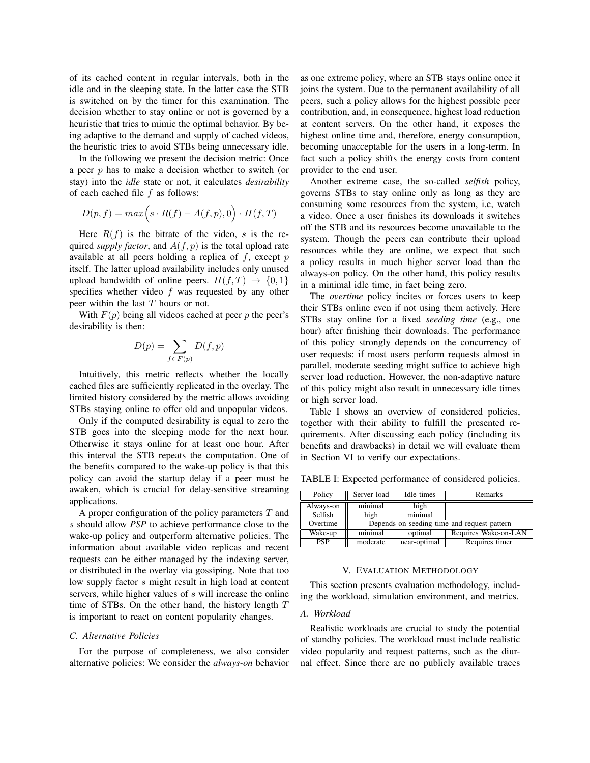of its cached content in regular intervals, both in the idle and in the sleeping state. In the latter case the STB is switched on by the timer for this examination. The decision whether to stay online or not is governed by a heuristic that tries to mimic the optimal behavior. By being adaptive to the demand and supply of cached videos, the heuristic tries to avoid STBs being unnecessary idle.

In the following we present the decision metric: Once a peer $p$ has to make a decision whether to switch (or stay) into the *idle* state or not, it calculates *desirability* of each cached file $f$ as follows:

$$D(p, f) = max\Big(s \cdot R(f) - A(f, p), 0\Big) \cdot H(f, T)$$

Here $R(f)$ is the bitrate of the video, $s$ is the required *supply factor*, and $A(f, p)$ is the total upload rate available at all peers holding a replica of $f$, except $p$ itself. The latter upload availability includes only unused upload bandwidth of online peers. $H(f, T) \rightarrow \{0, 1\}$ specifies whether video $f$ was requested by any other peer within the last $T$ hours or not.

With $F(p)$ being all videos cached at peer $p$ the peer's desirability is then:

$$D(p) = \sum_{f \in F(p)} D(f, p)$$

Intuitively, this metric reflects whether the locally cached files are sufficiently replicated in the overlay. The limited history considered by the metric allows avoiding STBs staying online to offer old and unpopular videos.

Only if the computed desirability is equal to zero the STB goes into the sleeping mode for the next hour. Otherwise it stays online for at least one hour. After this interval the STB repeats the computation. One of the benefits compared to the wake-up policy is that this policy can avoid the startup delay if a peer must be awaken, which is crucial for delay-sensitive streaming applications.

A proper configuration of the policy parameters $T$ and $s$ should allow *PSP* to achieve performance close to the wake-up policy and outperform alternative policies. The information about available video replicas and recent requests can be either managed by the indexing server, or distributed in the overlay via gossiping. Note that too low supply factor $s$ might result in high load at content servers, while higher values of $s$ will increase the online time of STBs. On the other hand, the history length $T$ is important to react on content popularity changes.

### C. Alternative Policies

For the purpose of completeness, we also consider alternative policies: We consider the *always-on* behavior as one extreme policy, where an STB stays online once it joins the system. Due to the permanent availability of all peers, such a policy allows for the highest possible peer contribution, and, in consequence, highest load reduction at content servers. On the other hand, it exposes the highest online time and, therefore, energy consumption, becoming unacceptable for the users in a long-term. In fact such a policy shifts the energy costs from content provider to the end user.

Another extreme case, the so-called *selfish* policy, governs STBs to stay online only as long as they are consuming some resources from the system, i.e, watch a video. Once a user finishes its downloads it switches off the STB and its resources become unavailable to the system. Though the peers can contribute their upload resources while they are online, we expect that such a policy results in much higher server load than the always-on policy. On the other hand, this policy results in a minimal idle time, in fact being zero.

The *overtime* policy incites or forces users to keep their STBs online even if not using them actively. Here STBs stay online for a fixed *seeding time* (e.g., one hour) after finishing their downloads. The performance of this policy strongly depends on the concurrency of user requests: if most users perform requests almost in parallel, moderate seeding might suffice to achieve high server load reduction. However, the non-adaptive nature of this policy might also result in unnecessary idle times or high server load.

Table I shows an overview of considered policies, together with their ability to fulfill the presented requirements. After discussing each policy (including its benefits and drawbacks) in detail we will evaluate them in Section VI to verify our expectations.

TABLE I: Expected performance of considered policies.

| Policy | Server load | Idle times | Remarks |
|---|---|---|---|
| Always-on | minimal | high | |
| Selfish | high | minimal | |
| Overtime | Depends on seeding time and request pattern | | |
| Wake-up | minimal | optimal | Requires Wake-on-LAN |
| PSP | moderate | near-optimal | Requires timer |

## V. Evaluation Methodology

This section presents evaluation methodology, including the workload, simulation environment, and metrics.

### A. Workload

Realistic workloads are crucial to study the potential of standby policies. The workload must include realistic video popularity and request patterns, such as the diurnal effect. Since there are no publicly available traces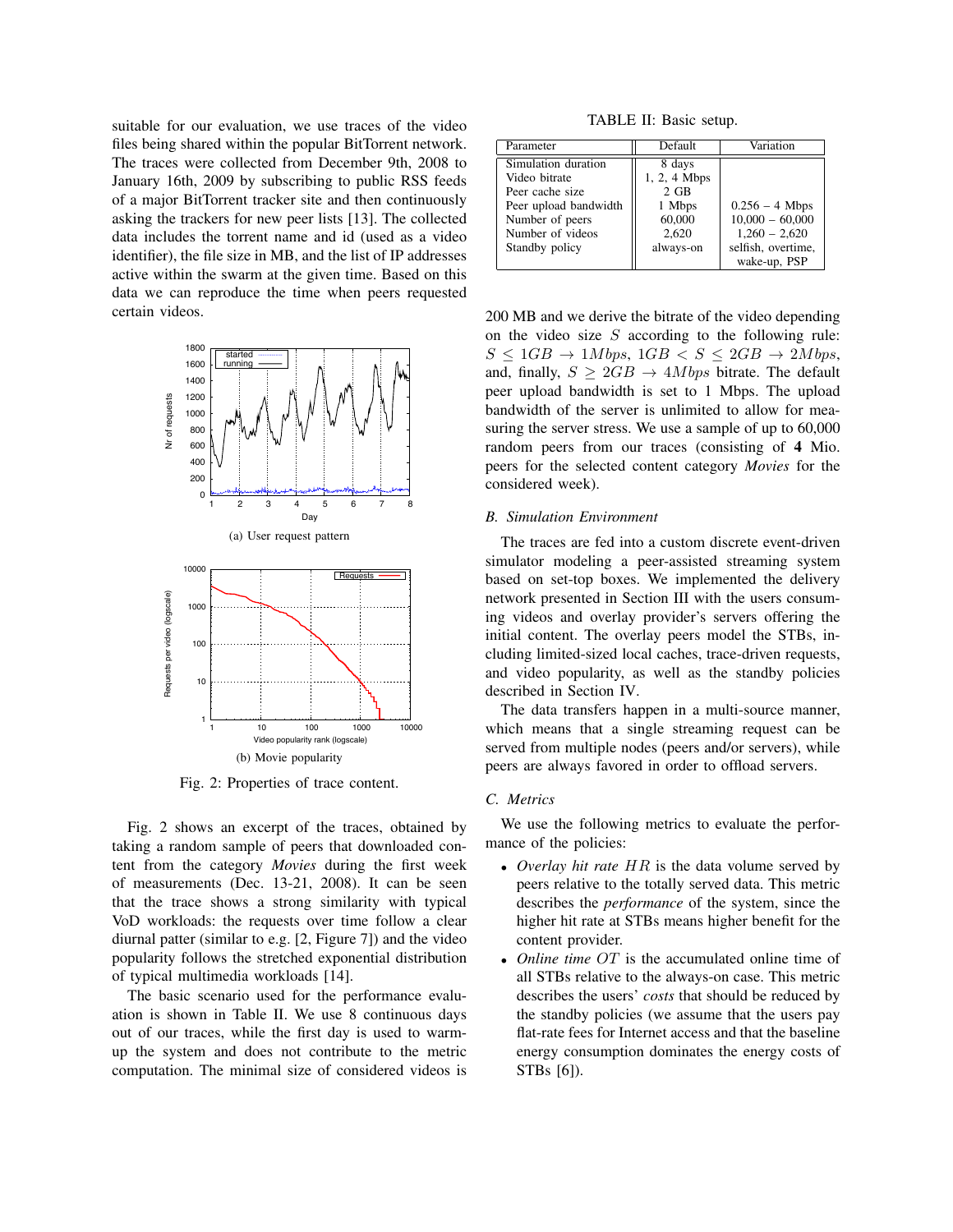suitable for our evaluation, we use traces of the video files being shared within the popular BitTorrent network. The traces were collected from December 9th, 2008 to January 16th, 2009 by subscribing to public RSS feeds of a major BitTorrent tracker site and then continuously asking the trackers for new peer lists [13]. The collected data includes the torrent name and id (used as a video identifier), the file size in MB, and the list of IP addresses active within the swarm at the given time. Based on this data we can reproduce the time when peers requested certain videos.

Nr of requests
1800
1600
1400
1200
1000
800
600
400
200
0
started
running
1 2 3 4 5 6 7 8
Day

(a) User request pattern

Requests per video (logscale)
10000
1000
100
10
1
Requests
1 10 100 1000 10000
Video popularity rank (logscale)

(b) Movie popularity

Fig. 2: Properties of trace content.

Fig. 2 shows an excerpt of the traces, obtained by taking a random sample of peers that downloaded content from the category *Movies* during the first week of measurements (Dec. 13-21, 2008). It can be seen that the trace shows a strong similarity with typical VoD workloads: the requests over time follow a clear diurnal patter (similar to e.g. [2, Figure 7]) and the video popularity follows the stretched exponential distribution of typical multimedia workloads [14].

The basic scenario used for the performance evaluation is shown in Table II. We use 8 continuous days out of our traces, while the first day is used to warm-up the system and does not contribute to the metric computation. The minimal size of considered videos is 200 MB and we derive the bitrate of the video depending on the video size $S$ according to the following rule: $S \leq 1GB \rightarrow 1Mbps$, $1GB < S \leq 2GB \rightarrow 2Mbps$, and, finally, $S \geq 2GB \rightarrow 4Mbps$ bitrate. The default peer upload bandwidth is set to 1 Mbps. The upload bandwidth of the server is unlimited to allow for measuring the server stress. We use a sample of up to 60,000 random peers from our traces (consisting of **4** Mio. peers for the selected content category *Movies* for the considered week).

TABLE II: Basic setup.

| Parameter | Default | Variation |
|---|---|---|
| Simulation duration | 8 days | |
| Video bitrate | 1, 2, 4 Mbps | |
| Peer cache size | 2 GB | |
| Peer upload bandwidth | 1 Mbps | 0.256 – 4 Mbps |
| Number of peers | 60,000 | 10,000 – 60,000 |
| Number of videos | 2,620 | 1,260 – 2,620 |
| Standby policy | always-on | selfish, overtime, wake-up, PSP |

### *B. Simulation Environment*

The traces are fed into a custom discrete event-driven simulator modeling a peer-assisted streaming system based on set-top boxes. We implemented the delivery network presented in Section III with the users consuming videos and overlay provider's servers offering the initial content. The overlay peers model the STBs, including limited-sized local caches, trace-driven requests, and video popularity, as well as the standby policies described in Section IV.

The data transfers happen in a multi-source manner, which means that a single streaming request can be served from multiple nodes (peers and/or servers), while peers are always favored in order to offload servers.

### *C. Metrics*

We use the following metrics to evaluate the performance of the policies:

- *Overlay hit rate* $HR$ is the data volume served by peers relative to the totally served data. This metric describes the *performance* of the system, since the higher hit rate at STBs means higher benefit for the content provider.
- *Online time* $OT$ is the accumulated online time of all STBs relative to the always-on case. This metric describes the users' *costs* that should be reduced by the standby policies (we assume that the users pay flat-rate fees for Internet access and that the baseline energy consumption dominates the energy costs of STBs [6]).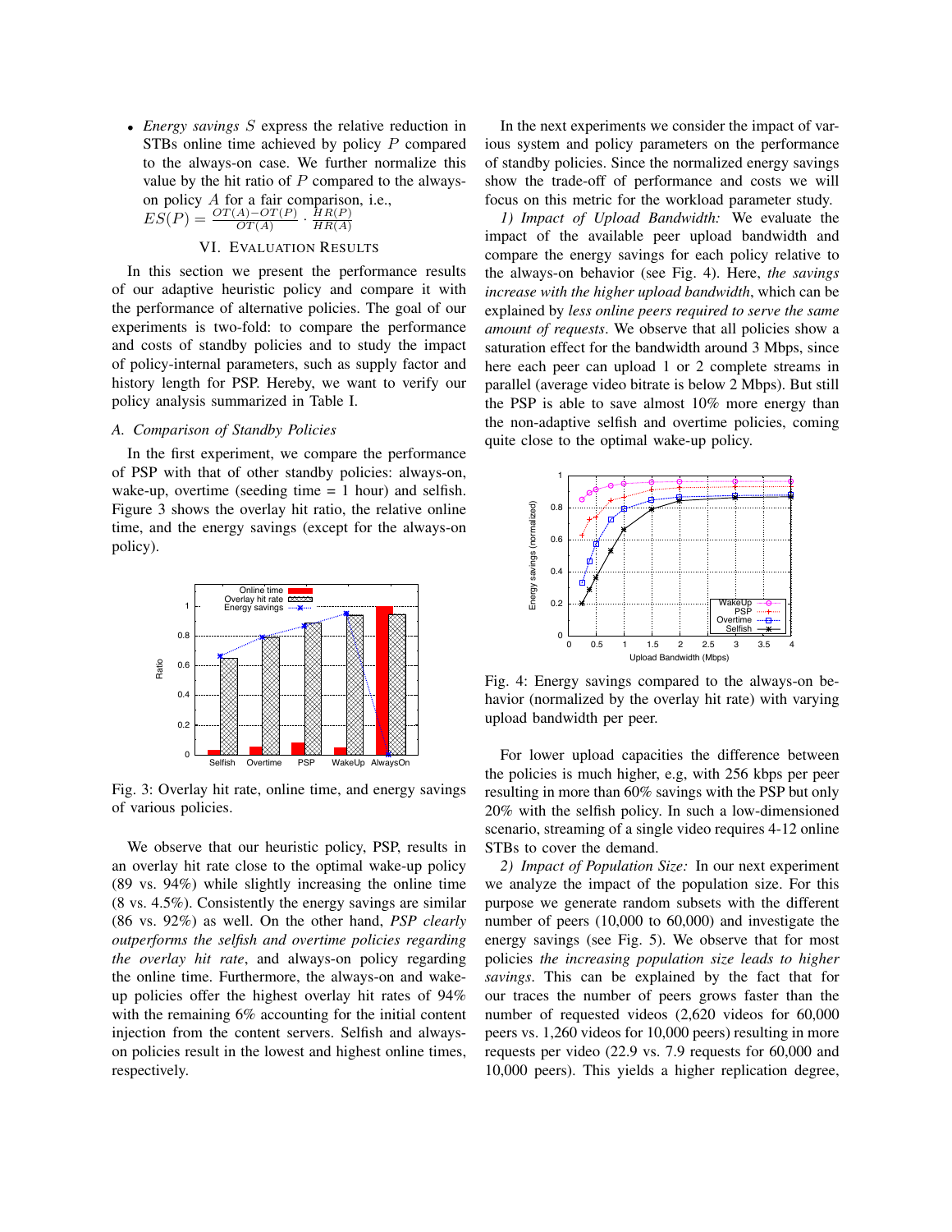- *Energy savings* $S$ express the relative reduction in STBs online time achieved by policy $P$ compared to the always-on case. We further normalize this value by the hit ratio of $P$ compared to the always-on policy $A$ for a fair comparison, i.e., $ES(P) = \frac{OT(A)-OT(P)}{OT(A)} \cdot \frac{HR(P)}{HR(A)}$

## VI. Evaluation Results

In this section we present the performance results of our adaptive heuristic policy and compare it with the performance of alternative policies. The goal of our experiments is two-fold: to compare the performance and costs of standby policies and to study the impact of policy-internal parameters, such as supply factor and history length for PSP. Hereby, we want to verify our policy analysis summarized in Table I.

### A. Comparison of Standby Policies

In the first experiment, we compare the performance of PSP with that of other standby policies: always-on, wake-up, overtime (seeding time = 1 hour) and selfish. Figure 3 shows the overlay hit ratio, the relative online time, and the energy savings (except for the always-on policy).

Online time
Overlay hit rate
Energy savings
Ratio
0
0.2
0.4
0.6
0.8
1
Selfish
Overtime
PSP
WakeUp
AlwaysOn

Fig. 3: Overlay hit rate, online time, and energy savings of various policies.

We observe that our heuristic policy, PSP, results in an overlay hit rate close to the optimal wake-up policy (89 vs. 94%) while slightly increasing the online time (8 vs. 4.5%). Consistently the energy savings are similar (86 vs. 92%) as well. On the other hand, *PSP clearly outperforms the selfish and overtime policies regarding the overlay hit rate*, and always-on policy regarding the online time. Furthermore, the always-on and wake-up policies offer the highest overlay hit rates of 94% with the remaining 6% accounting for the initial content injection from the content servers. Selfish and always-on policies result in the lowest and highest online times, respectively.

In the next experiments we consider the impact of various system and policy parameters on the performance of standby policies. Since the normalized energy savings show the trade-off of performance and costs we will focus on this metric for the workload parameter study.

*1) Impact of Upload Bandwidth:* We evaluate the impact of the available peer upload bandwidth and compare the energy savings for each policy relative to the always-on behavior (see Fig. 4). Here, *the savings increase with the higher upload bandwidth*, which can be explained by *less online peers required to serve the same amount of requests*. We observe that all policies show a saturation effect for the bandwidth around 3 Mbps, since here each peer can upload 1 or 2 complete streams in parallel (average video bitrate is below 2 Mbps). But still the PSP is able to save almost 10% more energy than the non-adaptive selfish and overtime policies, coming quite close to the optimal wake-up policy.

Energy savings (normalized)
Upload Bandwidth (Mbps)
0
0.5
1
1.5
2
2.5
3
3.5
4
0
0.2
0.4
0.6
0.8
1
WakeUp
PSP
Overtime
Selfish

Fig. 4: Energy savings compared to the always-on behavior (normalized by the overlay hit rate) with varying upload bandwidth per peer.

For lower upload capacities the difference between the policies is much higher, e.g, with 256 kbps per peer resulting in more than 60% savings with the PSP but only 20% with the selfish policy. In such a low-dimensioned scenario, streaming of a single video requires 4-12 online STBs to cover the demand.

*2) Impact of Population Size:* In our next experiment we analyze the impact of the population size. For this purpose we generate random subsets with the different number of peers (10,000 to 60,000) and investigate the energy savings (see Fig. 5). We observe that for most policies *the increasing population size leads to higher savings*. This can be explained by the fact that for our traces the number of peers grows faster than the number of requested videos (2,620 videos for 60,000 peers vs. 1,260 videos for 10,000 peers) resulting in more requests per video (22.9 vs. 7.9 requests for 60,000 and 10,000 peers). This yields a higher replication degree,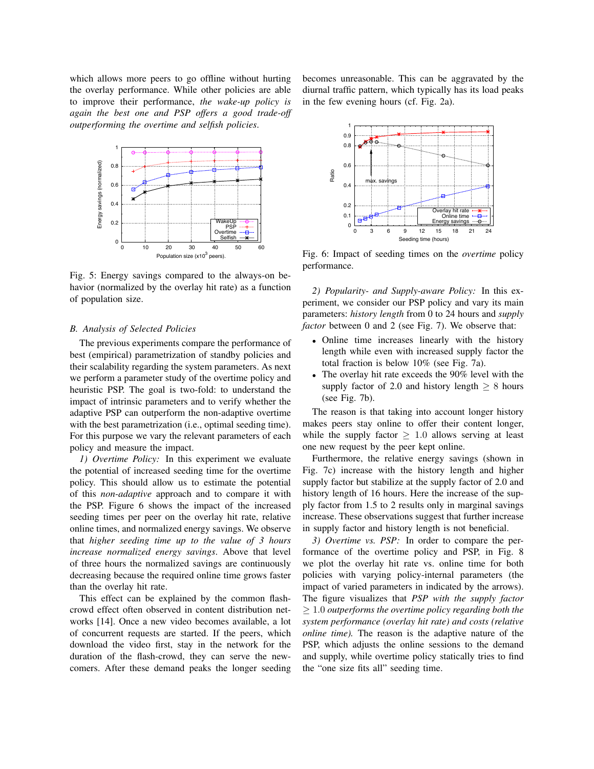which allows more peers to go offline without hurting the overlay performance. While other policies are able to improve their performance, *the wake-up policy is again the best one and PSP offers a good trade-off outperforming the overtime and selfish policies*.

Energy savings (normalized)
0
0.2
0.4
0.6
0.8
1
0
10
20
30
40
50
60
Population size (x10$^3$ peers).
WakeUp
PSP
Overtime
Selfish

Fig. 5: Energy savings compared to the always-on behavior (normalized by the overlay hit rate) as a function of population size.

### B. Analysis of Selected Policies

The previous experiments compare the performance of best (empirical) parametrization of standby policies and their scalability regarding the system parameters. As next we perform a parameter study of the overtime policy and heuristic PSP. The goal is two-fold: to understand the impact of intrinsic parameters and to verify whether the adaptive PSP can outperform the non-adaptive overtime with the best parametrization (i.e., optimal seeding time). For this purpose we vary the relevant parameters of each policy and measure the impact.

*1) Overtime Policy:* In this experiment we evaluate the potential of increased seeding time for the overtime policy. This should allow us to estimate the potential of this *non-adaptive* approach and to compare it with the PSP. Figure 6 shows the impact of the increased seeding times per peer on the overlay hit rate, relative online times, and normalized energy savings. We observe that *higher seeding time up to the value of 3 hours increase normalized energy savings*. Above that level of three hours the normalized savings are continuously decreasing because the required online time grows faster than the overlay hit rate.

This effect can be explained by the common flash-crowd effect often observed in content distribution networks [14]. Once a new video becomes available, a lot of concurrent requests are started. If the peers, which download the video first, stay in the network for the duration of the flash-crowd, they can serve the new-comers. After these demand peaks the longer seeding becomes unreasonable. This can be aggravated by the diurnal traffic pattern, which typically has its load peaks in the few evening hours (cf. Fig. 2a).

Ratio
0
0.1
0.2
0.4
0.6
0.8
0.9
1
0
3
6
9
12
15
18
21
24
Seeding time (hours)
max. savings
Overlay hit rate
Online time
Energy savings

Fig. 6: Impact of seeding times on the *overtime* policy performance.

*2) Popularity- and Supply-aware Policy:* In this experiment, we consider our PSP policy and vary its main parameters: *history length* from 0 to 24 hours and *supply factor* between 0 and 2 (see Fig. 7). We observe that:

- Online time increases linearly with the history length while even with increased supply factor the total fraction is below 10% (see Fig. 7a).
- The overlay hit rate exceeds the 90% level with the supply factor of 2.0 and history length $\geq 8$ hours (see Fig. 7b).

The reason is that taking into account longer history makes peers stay online to offer their content longer, while the supply factor $\geq 1.0$ allows serving at least one new request by the peer kept online.

Furthermore, the relative energy savings (shown in Fig. 7c) increase with the history length and higher supply factor but stabilize at the supply factor of 2.0 and history length of 16 hours. Here the increase of the supply factor from 1.5 to 2 results only in marginal savings increase. These observations suggest that further increase in supply factor and history length is not beneficial.

*3) Overtime vs. PSP:* In order to compare the performance of the overtime policy and PSP, in Fig. 8 we plot the overlay hit rate vs. online time for both policies with varying policy-internal parameters (the impact of varied parameters in indicated by the arrows). The figure visualizes that *PSP with the supply factor $\geq 1.0$ outperforms the overtime policy regarding both the system performance (overlay hit rate) and costs (relative online time).* The reason is the adaptive nature of the PSP, which adjusts the online sessions to the demand and supply, while overtime policy statically tries to find the "one size fits all" seeding time.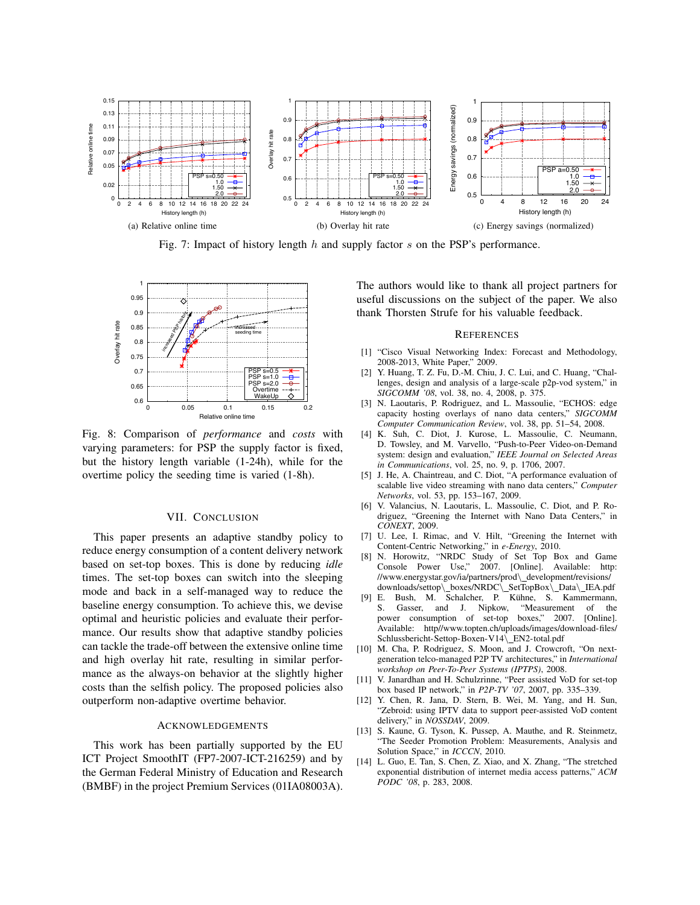0.15
0.13
0.11
0.09
0.07
0.05
0.02
0
Relative online time
0 2 4 6 8 10 12 14 16 18 20 22 24
History length (h)
PSP s=0.50
1.0
1.50
2.0

(a) Relative online time

1
0.9
0.8
0.7
0.6
0.5
Overlay hit rate
0 2 4 6 8 10 12 14 16 18 20 22 24
History length (h)
PSP s=0.50
1.0
1.50
2.0

(b) Overlay hit rate

1
0.9
0.8
0.7
0.6
0.5
Energy savings (normalized)
0 4 8 12 16 20 24
History length (h)
PSP a=0.50
1.0
1.50
2.0

(c) Energy savings (normalized)

Fig. 7: Impact of history length $h$ and supply factor $s$ on the PSP's performance.

1
0.95
0.9
0.85
0.8
0.75
0.7
0.65
0.6
Overlay hit rate
0 0.05 0.1 0.15 0.2
Relative online time
increased PSP history
increased seeding time
PSP s=0.5
PSP s=1.0
PSP s=2.0
Overtime
WakeUp

Fig. 8: Comparison of *performance* and *costs* with varying parameters: for PSP the supply factor is fixed, but the history length variable (1-24h), while for the overtime policy the seeding time is varied (1-8h).

## VII. Conclusion

This paper presents an adaptive standby policy to reduce energy consumption of a content delivery network based on set-top boxes. This is done by reducing *idle* times. The set-top boxes can switch into the sleeping mode and back in a self-managed way to reduce the baseline energy consumption. To achieve this, we devise optimal and heuristic policies and evaluate their performance. Our results show that adaptive standby policies can tackle the trade-off between the extensive online time and high overlay hit rate, resulting in similar performance as the always-on behavior at the slightly higher costs than the selfish policy. The proposed policies also outperform non-adaptive overtime behavior.

## Acknowledgements

This work has been partially supported by the EU ICT Project SmoothIT (FP7-2007-ICT-216259) and by the German Federal Ministry of Education and Research (BMBF) in the project Premium Services (01IA08003A). The authors would like to thank all project partners for useful discussions on the subject of the paper. We also thank Thorsten Strufe for his valuable feedback.

## References

[1] "Cisco Visual Networking Index: Forecast and Methodology, 2008-2013, White Paper," 2009.

[2] Y. Huang, T. Z. Fu, D.-M. Chiu, J. C. Lui, and C. Huang, "Challenges, design and analysis of a large-scale p2p-vod system," in *SIGCOMM '08*, vol. 38, no. 4, 2008, p. 375.

[3] N. Laoutaris, P. Rodriguez, and L. Massoulie, "ECHOS: edge capacity hosting overlays of nano data centers," *SIGCOMM Computer Communication Review*, vol. 38, pp. 51–54, 2008.

[4] K. Suh, C. Diot, J. Kurose, L. Massoulie, C. Neumann, D. Towsley, and M. Varvello, "Push-to-Peer Video-on-Demand system: design and evaluation," *IEEE Journal on Selected Areas in Communications*, vol. 25, no. 9, p. 1706, 2007.

[5] J. He, A. Chaintreau, and C. Diot, "A performance evaluation of scalable live video streaming with nano data centers," *Computer Networks*, vol. 53, pp. 153–167, 2009.

[6] V. Valancius, N. Laoutaris, L. Massoulie, C. Diot, and P. Rodriguez, "Greening the Internet with Nano Data Centers," in *CONEXT*, 2009.

[7] U. Lee, I. Rimac, and V. Hilt, "Greening the Internet with Content-Centric Networking," in *e-Energy*, 2010.

[8] N. Horowitz, "NRDC Study of Set Top Box and Game Console Power Use," 2007. [Online]. Available: http://www.energystar.gov/ia/partners/prod\_development/revisions/downloads/settop\_boxes/NRDC\_SetTopBox\_Data\_IEA.pdf

[9] E. Bush, M. Schalcher, P. Kühne, S. Kammermann, S. Gasser, and J. Nipkow, "Measurement of the power consumption of set-top boxes," 2007. [Online]. Available: http//www.topten.ch/uploads/images/download-files/Schlussbericht-Settop-Boxen-V14\_EN2-total.pdf

[10] M. Cha, P. Rodriguez, S. Moon, and J. Crowcroft, "On next-generation telco-managed P2P TV architectures," in *International workshop on Peer-To-Peer Systems (IPTPS)*, 2008.

[11] V. Janardhan and H. Schulzrinne, "Peer assisted VoD for set-top box based IP network," in *P2P-TV '07*, 2007, pp. 335–339.

[12] Y. Chen, R. Jana, D. Stern, B. Wei, M. Yang, and H. Sun, "Zebroid: using IPTV data to support peer-assisted VoD content delivery," in *NOSSDAV*, 2009.

[13] S. Kaune, G. Tyson, K. Pussep, A. Mauthe, and R. Steinmetz, "The Seeder Promotion Problem: Measurements, Analysis and Solution Space," in *ICCCN*, 2010.

[14] L. Guo, E. Tan, S. Chen, Z. Xiao, and X. Zhang, "The stretched exponential distribution of internet media access patterns," *ACM PODC '08*, p. 283, 2008.